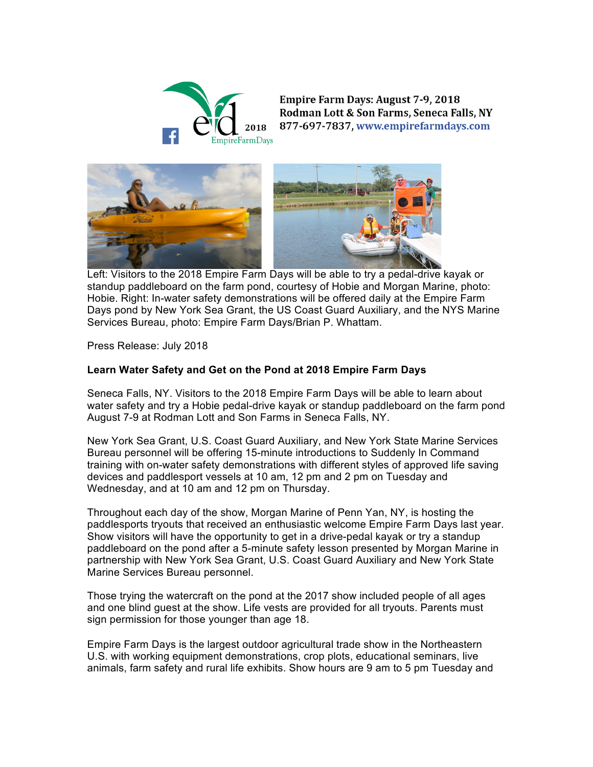Empire Farm Days: August 7-9, 2018
Rodman Lott & Son Farms, Seneca Falls, NY
877-697-7837, www.empirefarmdays.com

Left: Visitors to the 2018 Empire Farm Days will be able to try a pedal-drive kayak or standup paddleboard on the farm pond, courtesy of Hobie and Morgan Marine, photo: Hobie. Right: In-water safety demonstrations will be offered daily at the Empire Farm Days pond by New York Sea Grant, the US Coast Guard Auxiliary, and the NYS Marine Services Bureau, photo: Empire Farm Days/Brian P. Whattam.

Press Release: July 2018

**Learn Water Safety and Get on the Pond at 2018 Empire Farm Days**

Seneca Falls, NY. Visitors to the 2018 Empire Farm Days will be able to learn about water safety and try a Hobie pedal-drive kayak or standup paddleboard on the farm pond August 7-9 at Rodman Lott and Son Farms in Seneca Falls, NY.

New York Sea Grant, U.S. Coast Guard Auxiliary, and New York State Marine Services Bureau personnel will be offering 15-minute introductions to Suddenly In Command training with on-water safety demonstrations with different styles of approved life saving devices and paddlesport vessels at 10 am, 12 pm and 2 pm on Tuesday and Wednesday, and at 10 am and 12 pm on Thursday.

Throughout each day of the show, Morgan Marine of Penn Yan, NY, is hosting the paddlesports tryouts that received an enthusiastic welcome Empire Farm Days last year. Show visitors will have the opportunity to get in a drive-pedal kayak or try a standup paddleboard on the pond after a 5-minute safety lesson presented by Morgan Marine in partnership with New York Sea Grant, U.S. Coast Guard Auxiliary and New York State Marine Services Bureau personnel.

Those trying the watercraft on the pond at the 2017 show included people of all ages and one blind guest at the show. Life vests are provided for all tryouts. Parents must sign permission for those younger than age 18.

Empire Farm Days is the largest outdoor agricultural trade show in the Northeastern U.S. with working equipment demonstrations, crop plots, educational seminars, live animals, farm safety and rural life exhibits. Show hours are 9 am to 5 pm Tuesday and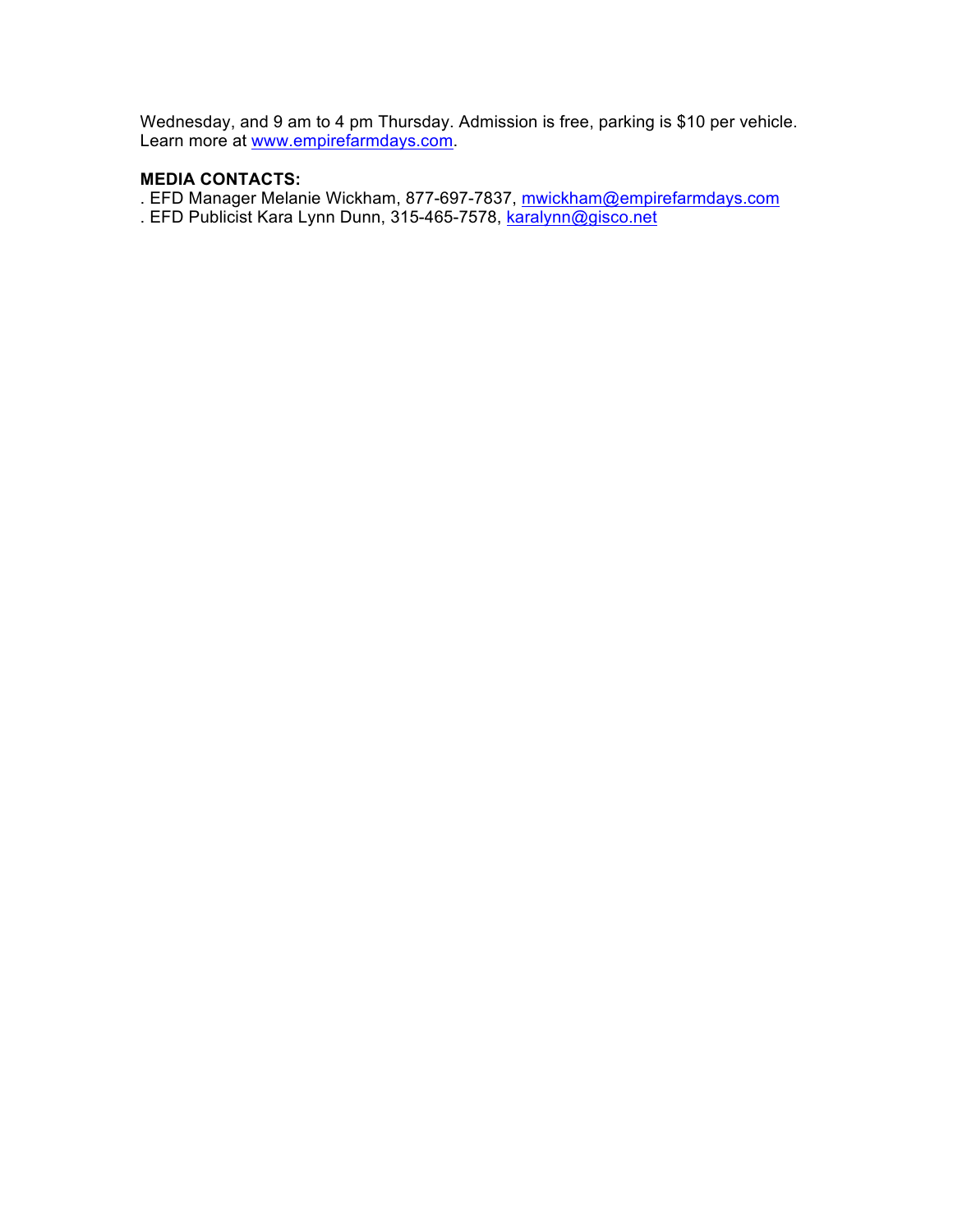Wednesday, and 9 am to 4 pm Thursday. Admission is free, parking is $10 per vehicle. Learn more at [www.empirefarmdays.com](http://www.empirefarmdays.com).

**MEDIA CONTACTS:**

. EFD Manager Melanie Wickham, 877-697-7837, [mwickham@empirefarmdays.com](mailto:mwickham@empirefarmdays.com)
. EFD Publicist Kara Lynn Dunn, 315-465-7578, [karalynn@gisco.net](mailto:karalynn@gisco.net)